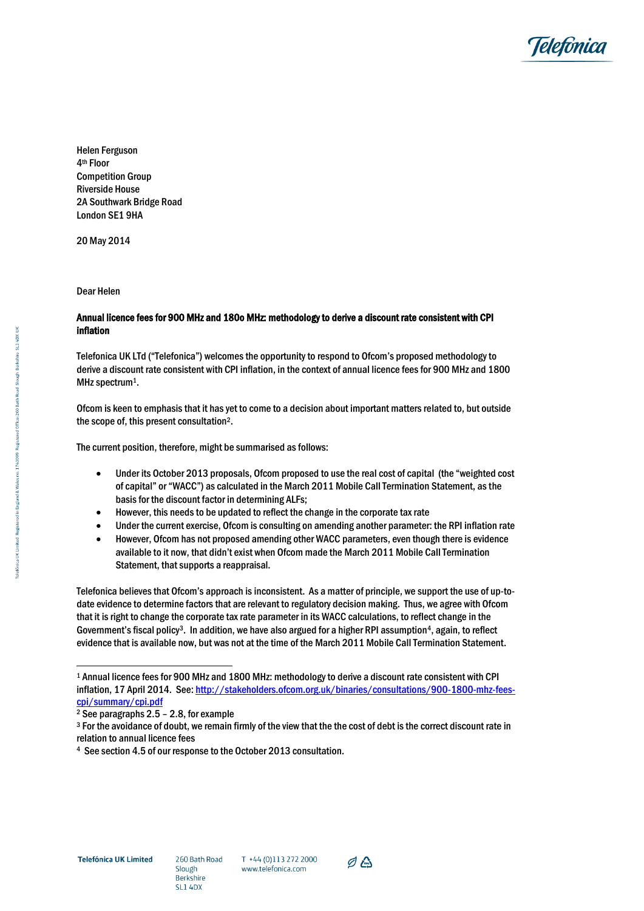Helen Ferguson
4th Floor
Competition Group
Riverside House
2A Southwark Bridge Road
London SE1 9HA

20 May 2014

Dear Helen

**Annual licence fees for 900 MHz and 180o MHz: methodology to derive a discount rate consistent with CPI inflation**

Telefonica UK LTd ("Telefonica") welcomes the opportunity to respond to Ofcom's proposed methodology to derive a discount rate consistent with CPI inflation, in the context of annual licence fees for 900 MHz and 1800 MHz spectrum[1].

Ofcom is keen to emphasis that it has yet to come to a decision about important matters related to, but outside the scope of, this present consultation[2].

The current position, therefore, might be summarised as follows:

- Under its October 2013 proposals, Ofcom proposed to use the real cost of capital (the "weighted cost of capital" or "WACC") as calculated in the March 2011 Mobile Call Termination Statement, as the basis for the discount factor in determining ALFs;
- However, this needs to be updated to reflect the change in the corporate tax rate
- Under the current exercise, Ofcom is consulting on amending another parameter: the RPI inflation rate
- However, Ofcom has not proposed amending other WACC parameters, even though there is evidence available to it now, that didn't exist when Ofcom made the March 2011 Mobile Call Termination Statement, that supports a reappraisal.

Telefonica believes that Ofcom's approach is inconsistent. As a matter of principle, we support the use of up-to-date evidence to determine factors that are relevant to regulatory decision making. Thus, we agree with Ofcom that it is right to change the corporate tax rate parameter in its WACC calculations, to reflect change in the Government's fiscal policy[3]. In addition, we have also argued for a higher RPI assumption[4], again, to reflect evidence that is available now, but was not at the time of the March 2011 Mobile Call Termination Statement.

---

[1] Annual licence fees for 900 MHz and 1800 MHz: methodology to derive a discount rate consistent with CPI inflation, 17 April 2014. See: [http://stakeholders.ofcom.org.uk/binaries/consultations/900-1800-mhz-fees-cpi/summary/cpi.pdf](http://stakeholders.ofcom.org.uk/binaries/consultations/900-1800-mhz-fees-cpi/summary/cpi.pdf)

[2] See paragraphs 2.5 – 2.8, for example

[3] For the avoidance of doubt, we remain firmly of the view that the the cost of debt is the correct discount rate in relation to annual licence fees

[4] See section 4.5 of our response to the October 2013 consultation.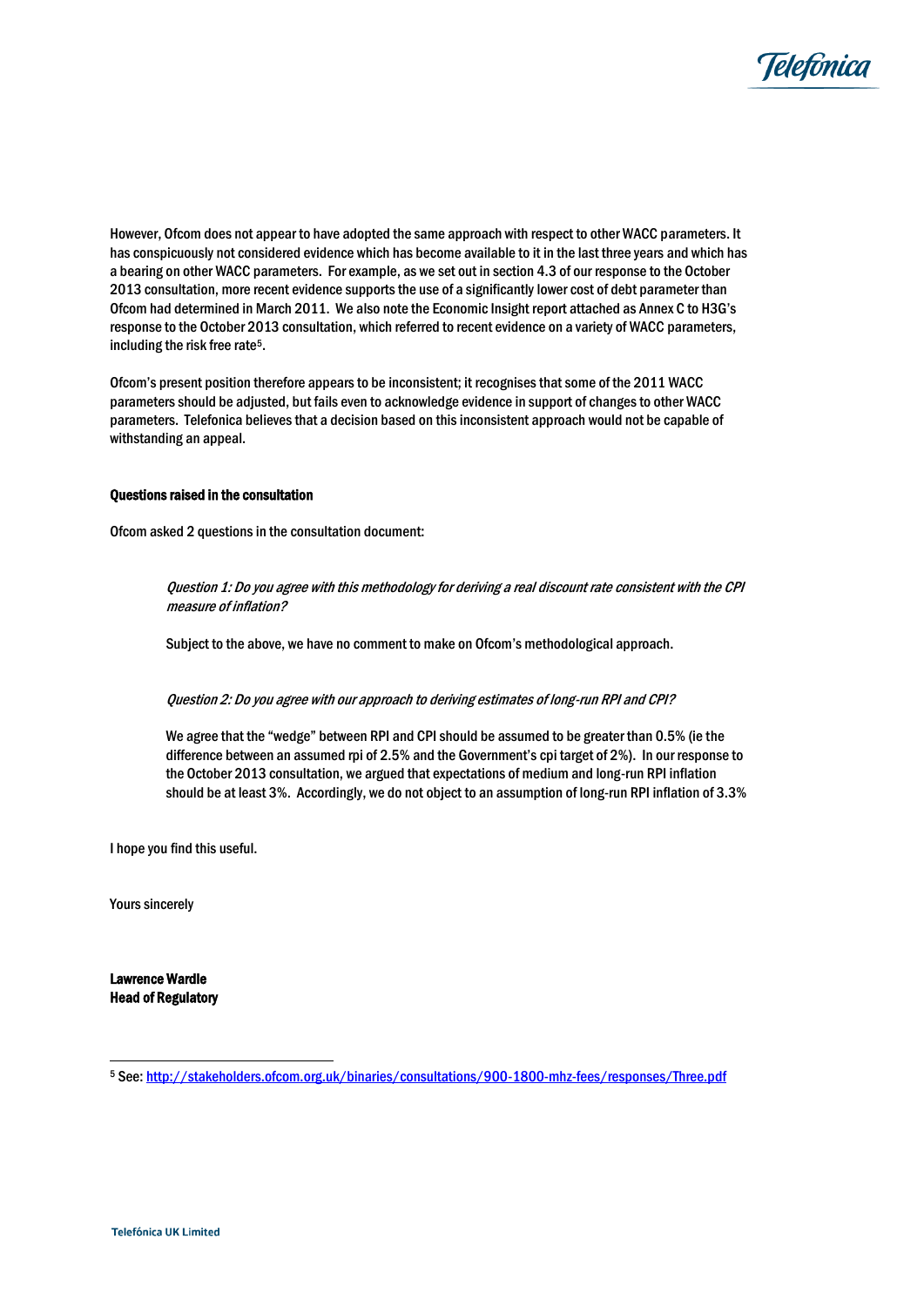However, Ofcom does not appear to have adopted the same approach with respect to other WACC parameters. It has conspicuously not considered evidence which has become available to it in the last three years and which has a bearing on other WACC parameters. For example, as we set out in section 4.3 of our response to the October 2013 consultation, more recent evidence supports the use of a significantly lower cost of debt parameter than Ofcom had determined in March 2011. We also note the Economic Insight report attached as Annex C to H3G's response to the October 2013 consultation, which referred to recent evidence on a variety of WACC parameters, including the risk free rate[5].

Ofcom's present position therefore appears to be inconsistent; it recognises that some of the 2011 WACC parameters should be adjusted, but fails even to acknowledge evidence in support of changes to other WACC parameters. Telefonica believes that a decision based on this inconsistent approach would not be capable of withstanding an appeal.

**Questions raised in the consultation**

Ofcom asked 2 questions in the consultation document:

> *Question 1: Do you agree with this methodology for deriving a real discount rate consistent with the CPI measure of inflation?*
>
> Subject to the above, we have no comment to make on Ofcom's methodological approach.
>
> *Question 2: Do you agree with our approach to deriving estimates of long-run RPI and CPI?*
>
> We agree that the "wedge" between RPI and CPI should be assumed to be greater than 0.5% (ie the difference between an assumed rpi of 2.5% and the Government's cpi target of 2%). In our response to the October 2013 consultation, we argued that expectations of medium and long-run RPI inflation should be at least 3%. Accordingly, we do not object to an assumption of long-run RPI inflation of 3.3%

I hope you find this useful.

Yours sincerely

**Lawrence Wardle**
**Head of Regulatory**

[5] See: http://stakeholders.ofcom.org.uk/binaries/consultations/900-1800-mhz-fees/responses/Three.pdf